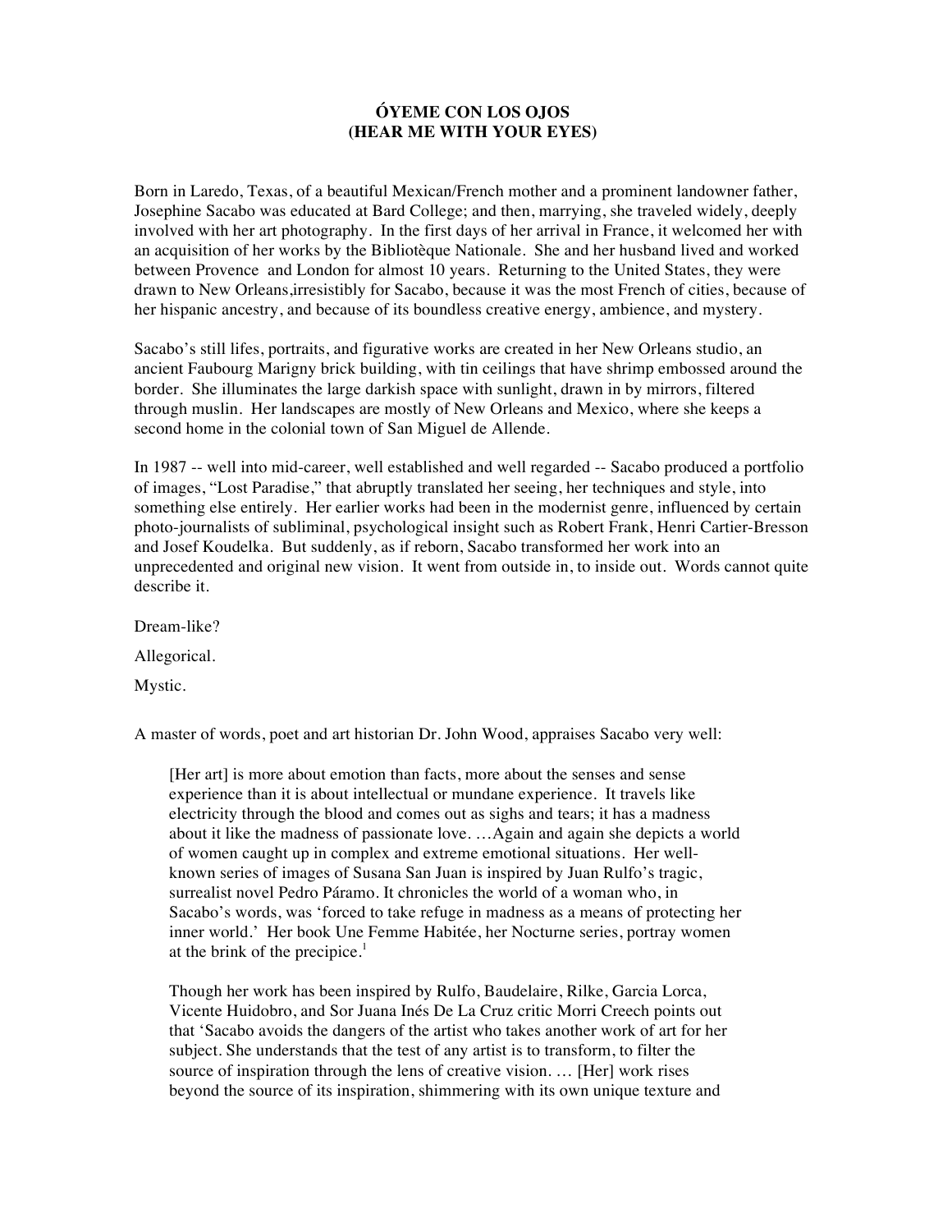# ÓYEME CON LOS OJOS
## (HEAR ME WITH YOUR EYES)

Born in Laredo, Texas, of a beautiful Mexican/French mother and a prominent landowner father, Josephine Sacabo was educated at Bard College; and then, marrying, she traveled widely, deeply involved with her art photography. In the first days of her arrival in France, it welcomed her with an acquisition of her works by the Bibliotèque Nationale. She and her husband lived and worked between Provence and London for almost 10 years. Returning to the United States, they were drawn to New Orleans,irresistibly for Sacabo, because it was the most French of cities, because of her hispanic ancestry, and because of its boundless creative energy, ambience, and mystery.

Sacabo's still lifes, portraits, and figurative works are created in her New Orleans studio, an ancient Faubourg Marigny brick building, with tin ceilings that have shrimp embossed around the border. She illuminates the large darkish space with sunlight, drawn in by mirrors, filtered through muslin. Her landscapes are mostly of New Orleans and Mexico, where she keeps a second home in the colonial town of San Miguel de Allende.

In 1987 -- well into mid-career, well established and well regarded -- Sacabo produced a portfolio of images, "Lost Paradise," that abruptly translated her seeing, her techniques and style, into something else entirely. Her earlier works had been in the modernist genre, influenced by certain photo-journalists of subliminal, psychological insight such as Robert Frank, Henri Cartier-Bresson and Josef Koudelka. But suddenly, as if reborn, Sacabo transformed her work into an unprecedented and original new vision. It went from outside in, to inside out. Words cannot quite describe it.

Dream-like?

Allegorical.

Mystic.

A master of words, poet and art historian Dr. John Wood, appraises Sacabo very well:

> [Her art] is more about emotion than facts, more about the senses and sense experience than it is about intellectual or mundane experience. It travels like electricity through the blood and comes out as sighs and tears; it has a madness about it like the madness of passionate love. …Again and again she depicts a world of women caught up in complex and extreme emotional situations. Her well-known series of images of Susana San Juan is inspired by Juan Rulfo's tragic, surrealist novel Pedro Páramo. It chronicles the world of a woman who, in Sacabo's words, was 'forced to take refuge in madness as a means of protecting her inner world.' Her book Une Femme Habitée, her Nocturne series, portray women at the brink of the precipice.[1]
>
> Though her work has been inspired by Rulfo, Baudelaire, Rilke, Garcia Lorca, Vicente Huidobro, and Sor Juana Inés De La Cruz critic Morri Creech points out that 'Sacabo avoids the dangers of the artist who takes another work of art for her subject. She understands that the test of any artist is to transform, to filter the source of inspiration through the lens of creative vision. … [Her] work rises beyond the source of its inspiration, shimmering with its own unique texture and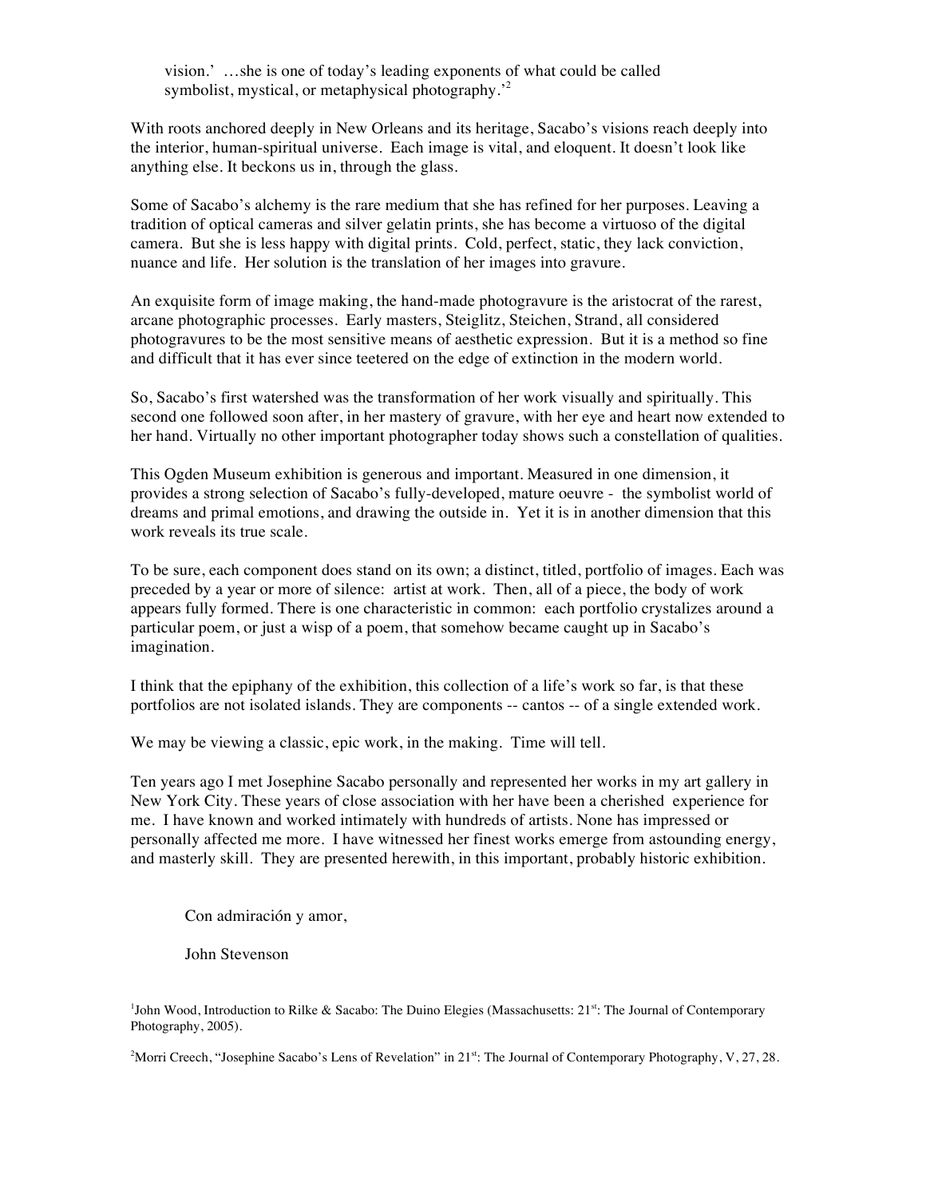vision.' …she is one of today's leading exponents of what could be called symbolist, mystical, or metaphysical photography.'[2]

With roots anchored deeply in New Orleans and its heritage, Sacabo's visions reach deeply into the interior, human-spiritual universe. Each image is vital, and eloquent. It doesn't look like anything else. It beckons us in, through the glass.

Some of Sacabo's alchemy is the rare medium that she has refined for her purposes. Leaving a tradition of optical cameras and silver gelatin prints, she has become a virtuoso of the digital camera. But she is less happy with digital prints. Cold, perfect, static, they lack conviction, nuance and life. Her solution is the translation of her images into gravure.

An exquisite form of image making, the hand-made photogravure is the aristocrat of the rarest, arcane photographic processes. Early masters, Steiglitz, Steichen, Strand, all considered photogravures to be the most sensitive means of aesthetic expression. But it is a method so fine and difficult that it has ever since teetered on the edge of extinction in the modern world.

So, Sacabo's first watershed was the transformation of her work visually and spiritually. This second one followed soon after, in her mastery of gravure, with her eye and heart now extended to her hand. Virtually no other important photographer today shows such a constellation of qualities.

This Ogden Museum exhibition is generous and important. Measured in one dimension, it provides a strong selection of Sacabo's fully-developed, mature oeuvre - the symbolist world of dreams and primal emotions, and drawing the outside in. Yet it is in another dimension that this work reveals its true scale.

To be sure, each component does stand on its own; a distinct, titled, portfolio of images. Each was preceded by a year or more of silence: artist at work. Then, all of a piece, the body of work appears fully formed. There is one characteristic in common: each portfolio crystalizes around a particular poem, or just a wisp of a poem, that somehow became caught up in Sacabo's imagination.

I think that the epiphany of the exhibition, this collection of a life's work so far, is that these portfolios are not isolated islands. They are components -- cantos -- of a single extended work.

We may be viewing a classic, epic work, in the making. Time will tell.

Ten years ago I met Josephine Sacabo personally and represented her works in my art gallery in New York City. These years of close association with her have been a cherished experience for me. I have known and worked intimately with hundreds of artists. None has impressed or personally affected me more. I have witnessed her finest works emerge from astounding energy, and masterly skill. They are presented herewith, in this important, probably historic exhibition.

Con admiración y amor,

John Stevenson

[1]John Wood, Introduction to Rilke & Sacabo: The Duino Elegies (Massachusetts: 21st: The Journal of Contemporary Photography, 2005).

[2]Morri Creech, "Josephine Sacabo's Lens of Revelation" in 21st: The Journal of Contemporary Photography, V, 27, 28.